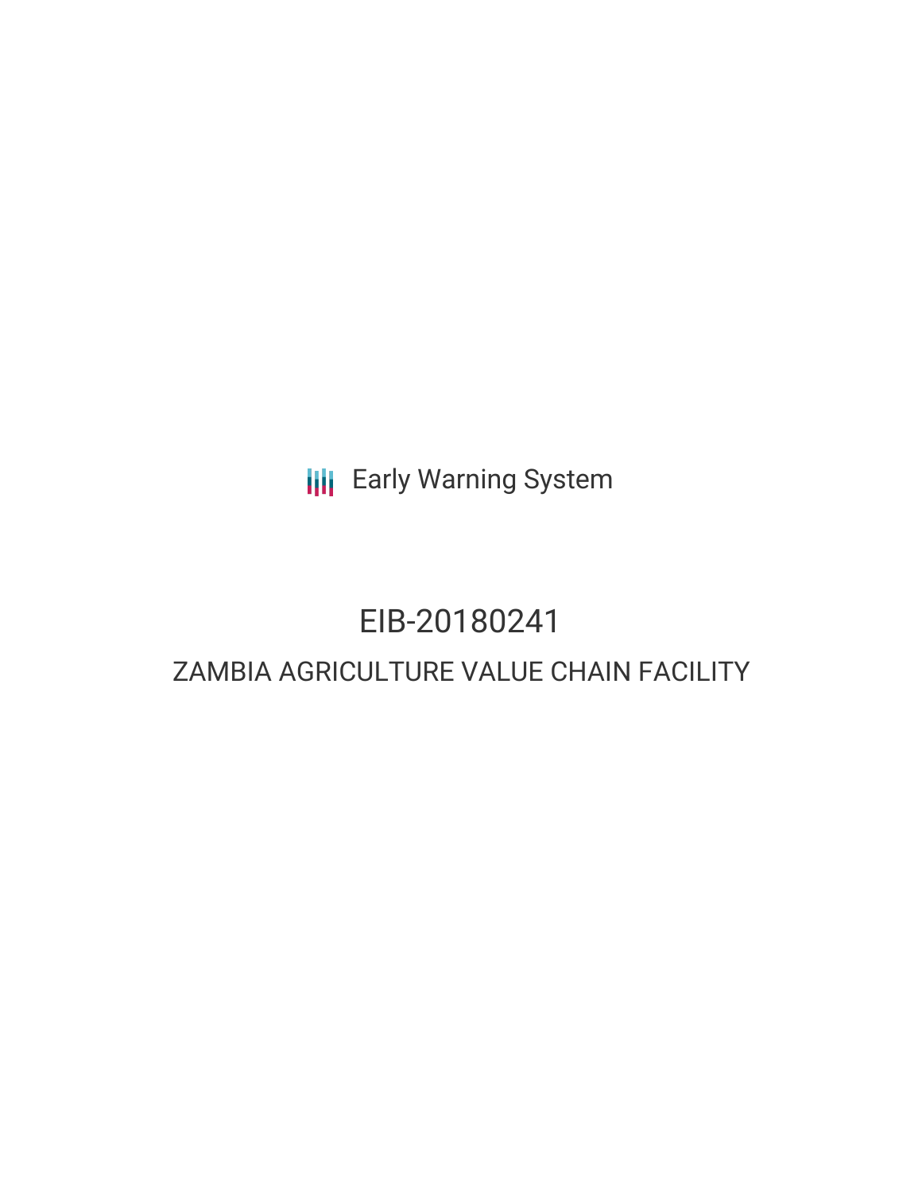Early Warning System

# EIB-20180241

## ZAMBIA AGRICULTURE VALUE CHAIN FACILITY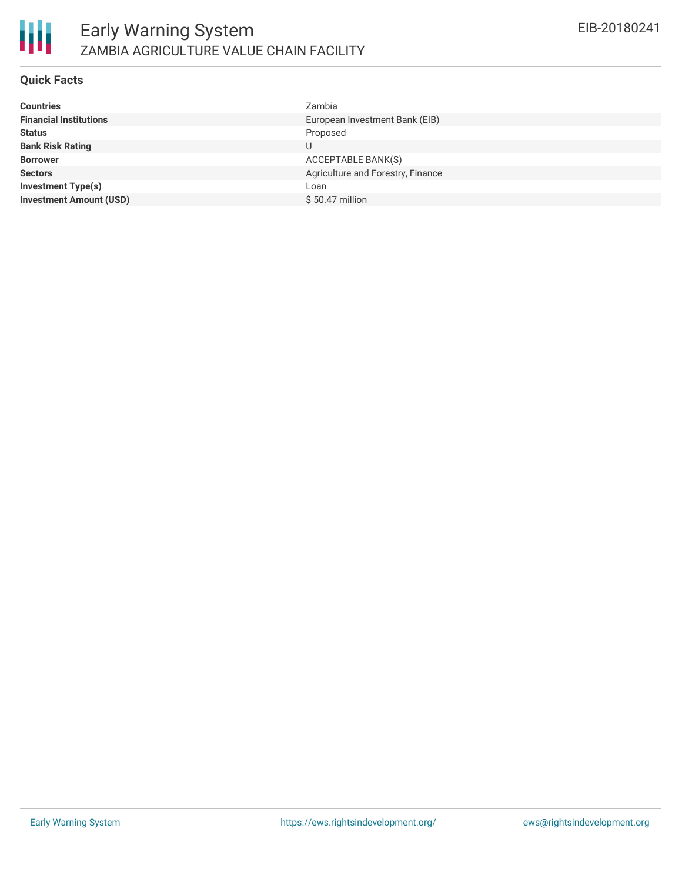## Quick Facts

| | |
|---|---|
| **Countries** | Zambia |
| **Financial Institutions** | European Investment Bank (EIB) |
| **Status** | Proposed |
| **Bank Risk Rating** | U |
| **Borrower** | ACCEPTABLE BANK(S) |
| **Sectors** | Agriculture and Forestry, Finance |
| **Investment Type(s)** | Loan |
| **Investment Amount (USD)** | $ 50.47 million |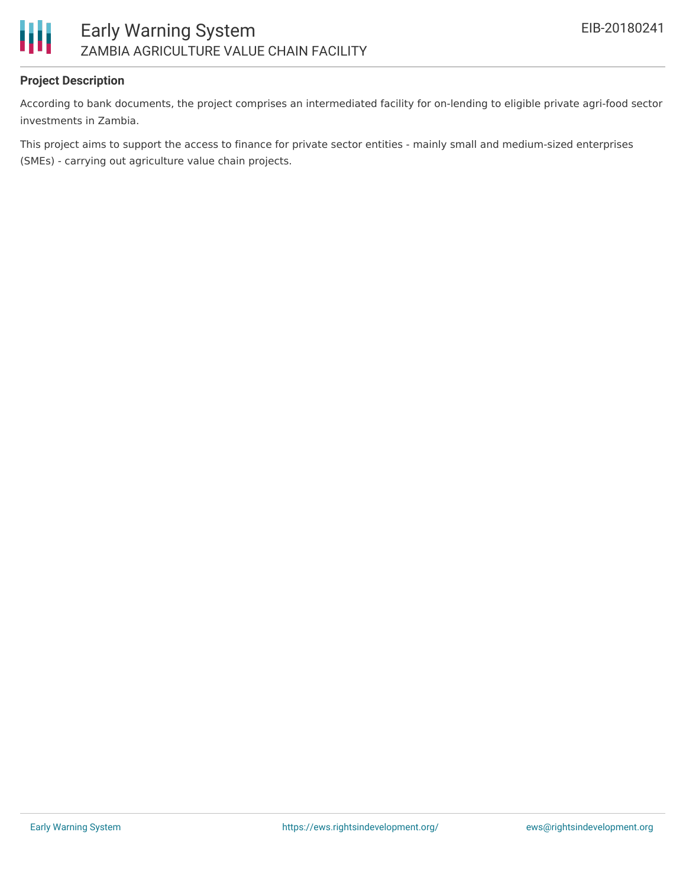## Project Description

According to bank documents, the project comprises an intermediated facility for on-lending to eligible private agri-food sector investments in Zambia.

This project aims to support the access to finance for private sector entities - mainly small and medium-sized enterprises (SMEs) - carrying out agriculture value chain projects.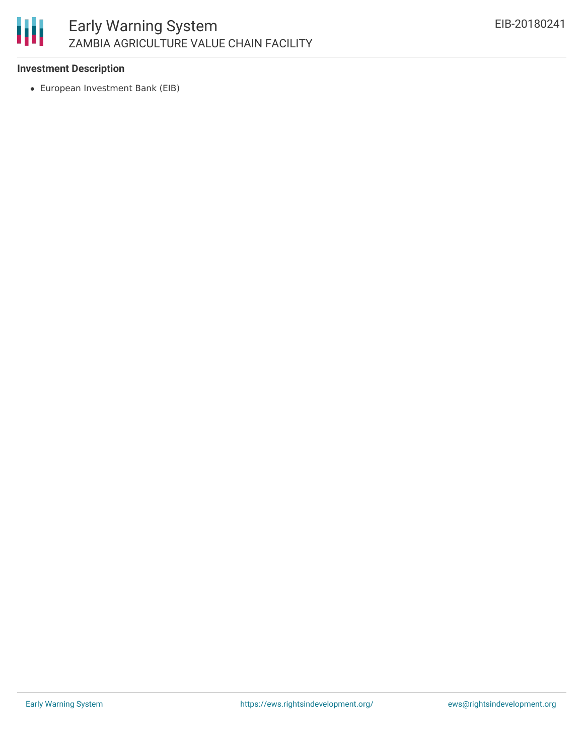**Investment Description**

- European Investment Bank (EIB)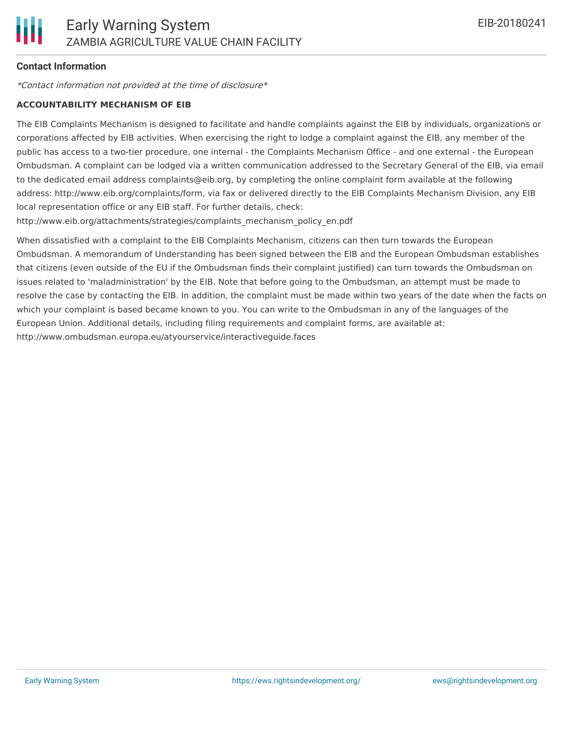**Contact Information**

*\*Contact information not provided at the time of disclosure\**

**ACCOUNTABILITY MECHANISM OF EIB**

The EIB Complaints Mechanism is designed to facilitate and handle complaints against the EIB by individuals, organizations or corporations affected by EIB activities. When exercising the right to lodge a complaint against the EIB, any member of the public has access to a two-tier procedure, one internal - the Complaints Mechanism Office - and one external - the European Ombudsman. A complaint can be lodged via a written communication addressed to the Secretary General of the EIB, via email to the dedicated email address complaints@eib.org, by completing the online complaint form available at the following address: http://www.eib.org/complaints/form, via fax or delivered directly to the EIB Complaints Mechanism Division, any EIB local representation office or any EIB staff. For further details, check: http://www.eib.org/attachments/strategies/complaints_mechanism_policy_en.pdf

When dissatisfied with a complaint to the EIB Complaints Mechanism, citizens can then turn towards the European Ombudsman. A memorandum of Understanding has been signed between the EIB and the European Ombudsman establishes that citizens (even outside of the EU if the Ombudsman finds their complaint justified) can turn towards the Ombudsman on issues related to 'maladministration' by the EIB. Note that before going to the Ombudsman, an attempt must be made to resolve the case by contacting the EIB. In addition, the complaint must be made within two years of the date when the facts on which your complaint is based became known to you. You can write to the Ombudsman in any of the languages of the European Union. Additional details, including filing requirements and complaint forms, are available at: http://www.ombudsman.europa.eu/atyourservice/interactiveguide.faces